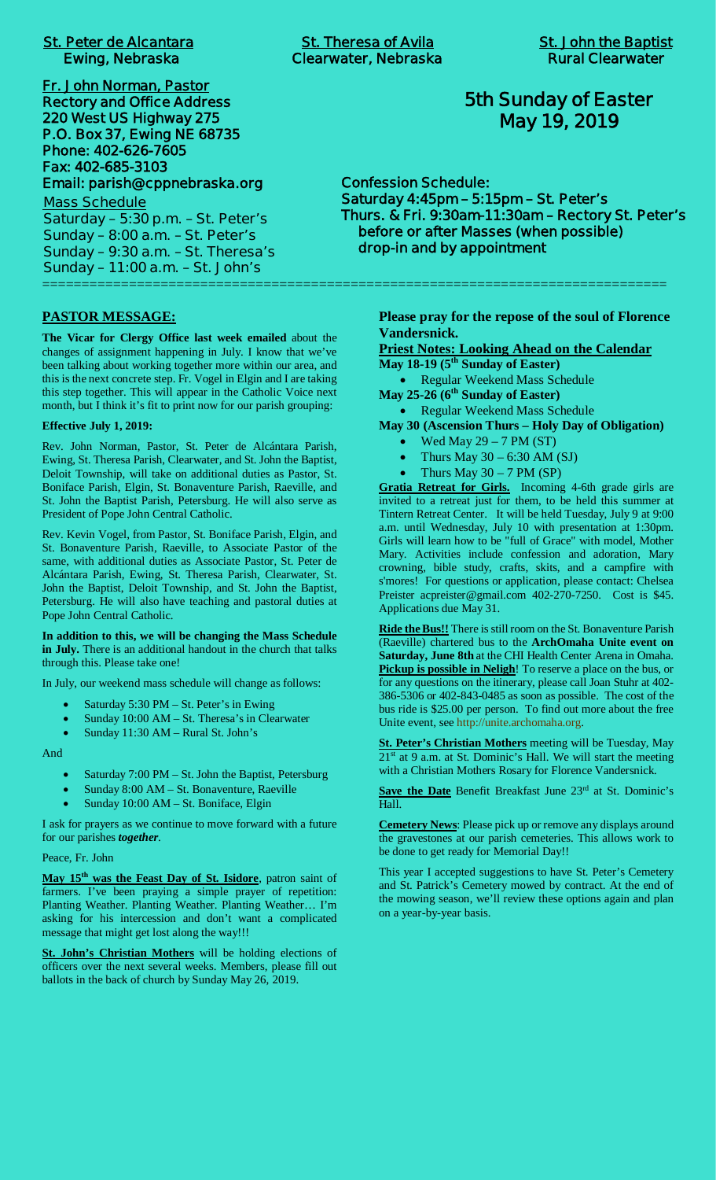**St. Peter de Alcantara**
**Ewing, Nebraska**

**St. Theresa of Avila**
**Clearwater, Nebraska**

**St. John the Baptist**
**Rural Clearwater**

**Fr. John Norman, Pastor**
**Rectory and Office Address**
**220 West US Highway 275**
**P.O. Box 37, Ewing NE 68735**
**Phone: 402-626-7605**
**Fax: 402-685-3103**
**Email: parish@cppnebraska.org**

Mass Schedule
Saturday – 5:30 p.m. – St. Peter's
Sunday – 8:00 a.m. – St. Peter's
Sunday – 9:30 a.m. – St. Theresa's
Sunday – 11:00 a.m. – St. John's

# 5th Sunday of Easter
# May 19, 2019

**Confession Schedule:**
**Saturday 4:45pm – 5:15pm – St. Peter's**
**Thurs. & Fri. 9:30am-11:30am – Rectory St. Peter's**
**before or after Masses (when possible)**
**drop-in and by appointment**

---

## PASTOR MESSAGE:

**The Vicar for Clergy Office last week emailed** about the changes of assignment happening in July. I know that we've been talking about working together more within our area, and this is the next concrete step. Fr. Vogel in Elgin and I are taking this step together. This will appear in the Catholic Voice next month, but I think it's fit to print now for our parish grouping:

**Effective July 1, 2019:**

Rev. John Norman, Pastor, St. Peter de Alcántara Parish, Ewing, St. Theresa Parish, Clearwater, and St. John the Baptist, Deloit Township, will take on additional duties as Pastor, St. Boniface Parish, Elgin, St. Bonaventure Parish, Raeville, and St. John the Baptist Parish, Petersburg. He will also serve as President of Pope John Central Catholic.

Rev. Kevin Vogel, from Pastor, St. Boniface Parish, Elgin, and St. Bonaventure Parish, Raeville, to Associate Pastor of the same, with additional duties as Associate Pastor, St. Peter de Alcántara Parish, Ewing, St. Theresa Parish, Clearwater, St. John the Baptist, Deloit Township, and St. John the Baptist, Petersburg. He will also have teaching and pastoral duties at Pope John Central Catholic.

**In addition to this, we will be changing the Mass Schedule in July.** There is an additional handout in the church that talks through this. Please take one!

In July, our weekend mass schedule will change as follows:

- Saturday 5:30 PM – St. Peter's in Ewing
- Sunday 10:00 AM – St. Theresa's in Clearwater
- Sunday 11:30 AM – Rural St. John's

And

- Saturday 7:00 PM – St. John the Baptist, Petersburg
- Sunday 8:00 AM – St. Bonaventure, Raeville
- Sunday 10:00 AM – St. Boniface, Elgin

I ask for prayers as we continue to move forward with a future for our parishes ***together***.

Peace, Fr. John

**May 15th was the Feast Day of St. Isidore**, patron saint of farmers. I've been praying a simple prayer of repetition: Planting Weather. Planting Weather. Planting Weather… I'm asking for his intercession and don't want a complicated message that might get lost along the way!!!

**St. John's Christian Mothers** will be holding elections of officers over the next several weeks. Members, please fill out ballots in the back of church by Sunday May 26, 2019.

**Please pray for the repose of the soul of Florence Vandersnick.**

**Priest Notes: Looking Ahead on the Calendar**

**May 18-19 (5th Sunday of Easter)**
- Regular Weekend Mass Schedule

**May 25-26 (6th Sunday of Easter)**
- Regular Weekend Mass Schedule

**May 30 (Ascension Thurs – Holy Day of Obligation)**
- Wed May 29 – 7 PM (ST)
- Thurs May 30 – 6:30 AM (SJ)
- Thurs May 30 – 7 PM (SP)

**Gratia Retreat for Girls.** Incoming 4-6th grade girls are invited to a retreat just for them, to be held this summer at Tintern Retreat Center. It will be held Tuesday, July 9 at 9:00 a.m. until Wednesday, July 10 with presentation at 1:30pm. Girls will learn how to be "full of Grace" with model, Mother Mary. Activities include confession and adoration, Mary crowning, bible study, crafts, skits, and a campfire with s'mores! For questions or application, please contact: Chelsea Preister acpreister@gmail.com 402-270-7250. Cost is $45. Applications due May 31.

**Ride the Bus!!** There is still room on the St. Bonaventure Parish (Raeville) chartered bus to the **ArchOmaha Unite event on Saturday, June 8th** at the CHI Health Center Arena in Omaha. **Pickup is possible in Neligh**! To reserve a place on the bus, or for any questions on the itinerary, please call Joan Stuhr at 402-386-5306 or 402-843-0485 as soon as possible. The cost of the bus ride is $25.00 per person. To find out more about the free Unite event, see http://unite.archomaha.org.

**St. Peter's Christian Mothers** meeting will be Tuesday, May 21st at 9 a.m. at St. Dominic's Hall. We will start the meeting with a Christian Mothers Rosary for Florence Vandersnick.

**Save the Date** Benefit Breakfast June 23rd at St. Dominic's Hall.

**Cemetery News**: Please pick up or remove any displays around the gravestones at our parish cemeteries. This allows work to be done to get ready for Memorial Day!!

This year I accepted suggestions to have St. Peter's Cemetery and St. Patrick's Cemetery mowed by contract. At the end of the mowing season, we'll review these options again and plan on a year-by-year basis.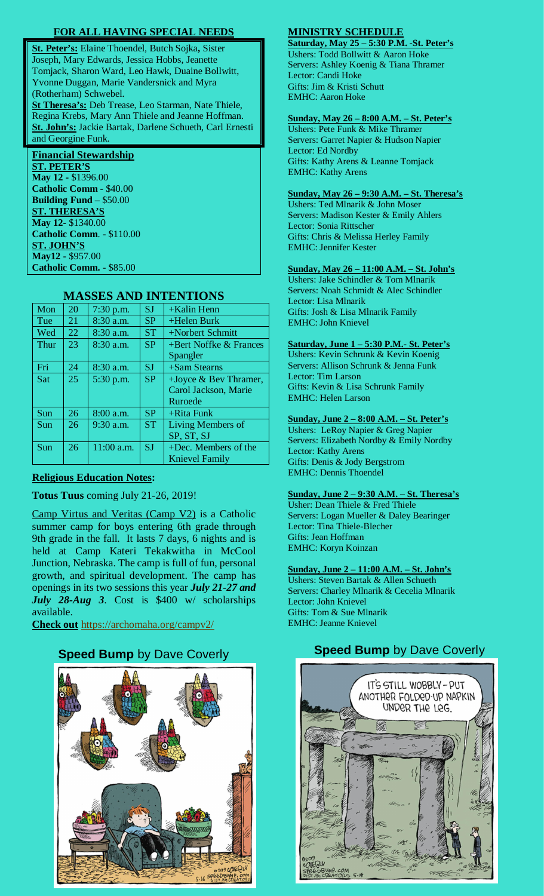## FOR ALL HAVING SPECIAL NEEDS

**St. Peter's:** Elaine Thoendel, Butch Sojka**,** Sister Joseph, Mary Edwards, Jessica Hobbs, Jeanette Tomjack, Sharon Ward, Leo Hawk, Duaine Bollwitt, Yvonne Duggan, Marie Vandersnick and Myra (Rotherham) Schwebel.

**St Theresa's:** Deb Trease, Leo Starman, Nate Thiele, Regina Krebs, Mary Ann Thiele and Jeanne Hoffman.

**St. John's:** Jackie Bartak, Darlene Schueth, Carl Ernesti and Georgine Funk.

**Financial Stewardship**

**ST. PETER'S**
**May 12 -** $1396.00
**Catholic Comm -** $40.00
**Building Fund** – $50.00

**ST. THERESA'S**
**May 12-** $1340.00
**Catholic Comm**. - $110.00

**ST. JOHN'S**
**May12 -** $957.00
**Catholic Comm. -** $85.00

## MASSES AND INTENTIONS

| | | | | |
|---|---|---|---|---|
| Mon | 20 | 7:30 p.m. | SJ | +Kalin Henn |
| Tue | 21 | 8:30 a.m. | SP | +Helen Burk |
| Wed | 22 | 8:30 a.m. | ST | +Norbert Schmitt |
| Thur | 23 | 8:30 a.m. | SP | +Bert Noffke & Frances Spangler |
| Fri | 24 | 8:30 a.m. | SJ | +Sam Stearns |
| Sat | 25 | 5:30 p.m. | SP | +Joyce & Bev Thramer, Carol Jackson, Marie Ruroede |
| Sun | 26 | 8:00 a.m. | SP | +Rita Funk |
| Sun | 26 | 9:30 a.m. | ST | Living Members of SP, ST, SJ |
| Sun | 26 | 11:00 a.m. | SJ | +Dec. Members of the Knievel Family |

**Religious Education Notes:**

**Totus Tuus** coming July 21-26, 2019!

Camp Virtus and Veritas (Camp V2) is a Catholic summer camp for boys entering 6th grade through 9th grade in the fall. It lasts 7 days, 6 nights and is held at Camp Kateri Tekakwitha in McCool Junction, Nebraska. The camp is full of fun, personal growth, and spiritual development. The camp has openings in its two sessions this year ***July 21-27 and July 28-Aug 3***. Cost is $400 w/ scholarships available.

**Check out** https://archomaha.org/campv2/

### Speed Bump by Dave Coverly

## MINISTRY SCHEDULE

**Saturday, May 25 – 5:30 P.M. -St. Peter's**
Ushers: Todd Bollwitt & Aaron Hoke
Servers: Ashley Koenig & Tiana Thramer
Lector: Candi Hoke
Gifts: Jim & Kristi Schutt
EMHC: Aaron Hoke

**Sunday, May 26 – 8:00 A.M. – St. Peter's**
Ushers: Pete Funk & Mike Thramer
Servers: Garret Napier & Hudson Napier
Lector: Ed Nordby
Gifts: Kathy Arens & Leanne Tomjack
EMHC: Kathy Arens

**Sunday, May 26 – 9:30 A.M. – St. Theresa's**
Ushers: Ted Mlnarik & John Moser
Servers: Madison Kester & Emily Ahlers
Lector: Sonia Rittscher
Gifts: Chris & Melissa Herley Family
EMHC: Jennifer Kester

**Sunday, May 26 – 11:00 A.M. – St. John's**
Ushers: Jake Schindler & Tom Mlnarik
Servers: Noah Schmidt & Alec Schindler
Lector: Lisa Mlnarik
Gifts: Josh & Lisa Mlnarik Family
EMHC: John Knievel

**Saturday, June 1 – 5:30 P.M.- St. Peter's**
Ushers: Kevin Schrunk & Kevin Koenig
Servers: Allison Schrunk & Jenna Funk
Lector: Tim Larson
Gifts: Kevin & Lisa Schrunk Family
EMHC: Helen Larson

**Sunday, June 2 – 8:00 A.M. – St. Peter's**
Ushers: LeRoy Napier & Greg Napier
Servers: Elizabeth Nordby & Emily Nordby
Lector: Kathy Arens
Gifts: Denis & Jody Bergstrom
EMHC: Dennis Thoendel

**Sunday, June 2 – 9:30 A.M. – St. Theresa's**
Usher: Dean Thiele & Fred Thiele
Servers: Logan Mueller & Daley Bearinger
Lector: Tina Thiele-Blecher
Gifts: Jean Hoffman
EMHC: Koryn Koinzan

**Sunday, June 2 – 11:00 A.M. – St. John's**
Ushers: Steven Bartak & Allen Schueth
Servers: Charley Mlnarik & Cecelia Mlnarik
Lector: John Knievel
Gifts: Tom & Sue Mlnarik
EMHC: Jeanne Knievel

### Speed Bump by Dave Coverly